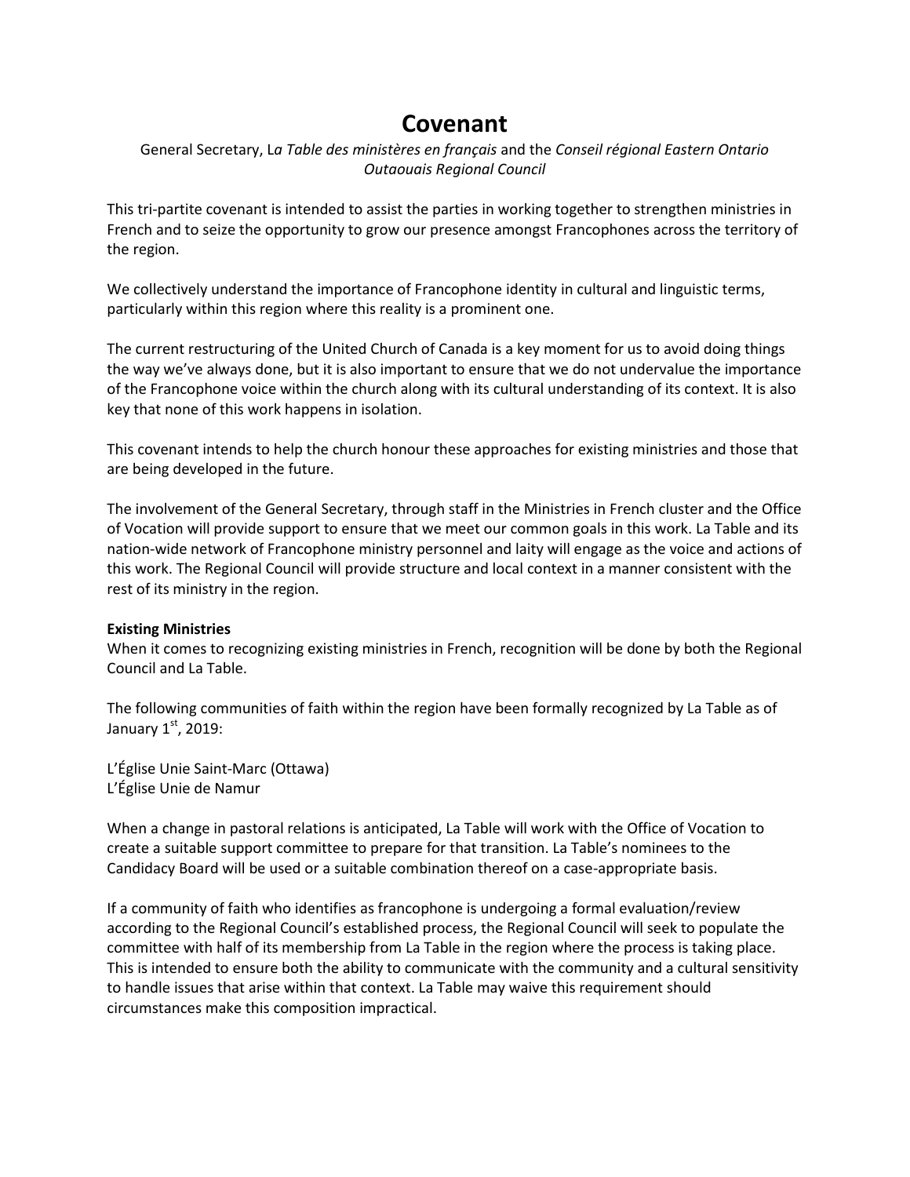# Covenant

General Secretary, L*a Table des ministères en français* and the *Conseil régional Eastern Ontario Outaouais Regional Council*

This tri-partite covenant is intended to assist the parties in working together to strengthen ministries in French and to seize the opportunity to grow our presence amongst Francophones across the territory of the region.

We collectively understand the importance of Francophone identity in cultural and linguistic terms, particularly within this region where this reality is a prominent one.

The current restructuring of the United Church of Canada is a key moment for us to avoid doing things the way we've always done, but it is also important to ensure that we do not undervalue the importance of the Francophone voice within the church along with its cultural understanding of its context. It is also key that none of this work happens in isolation.

This covenant intends to help the church honour these approaches for existing ministries and those that are being developed in the future.

The involvement of the General Secretary, through staff in the Ministries in French cluster and the Office of Vocation will provide support to ensure that we meet our common goals in this work. La Table and its nation-wide network of Francophone ministry personnel and laity will engage as the voice and actions of this work. The Regional Council will provide structure and local context in a manner consistent with the rest of its ministry in the region.

**Existing Ministries**

When it comes to recognizing existing ministries in French, recognition will be done by both the Regional Council and La Table.

The following communities of faith within the region have been formally recognized by La Table as of January 1st, 2019:

L'Église Unie Saint-Marc (Ottawa)
L'Église Unie de Namur

When a change in pastoral relations is anticipated, La Table will work with the Office of Vocation to create a suitable support committee to prepare for that transition. La Table's nominees to the Candidacy Board will be used or a suitable combination thereof on a case-appropriate basis.

If a community of faith who identifies as francophone is undergoing a formal evaluation/review according to the Regional Council's established process, the Regional Council will seek to populate the committee with half of its membership from La Table in the region where the process is taking place. This is intended to ensure both the ability to communicate with the community and a cultural sensitivity to handle issues that arise within that context. La Table may waive this requirement should circumstances make this composition impractical.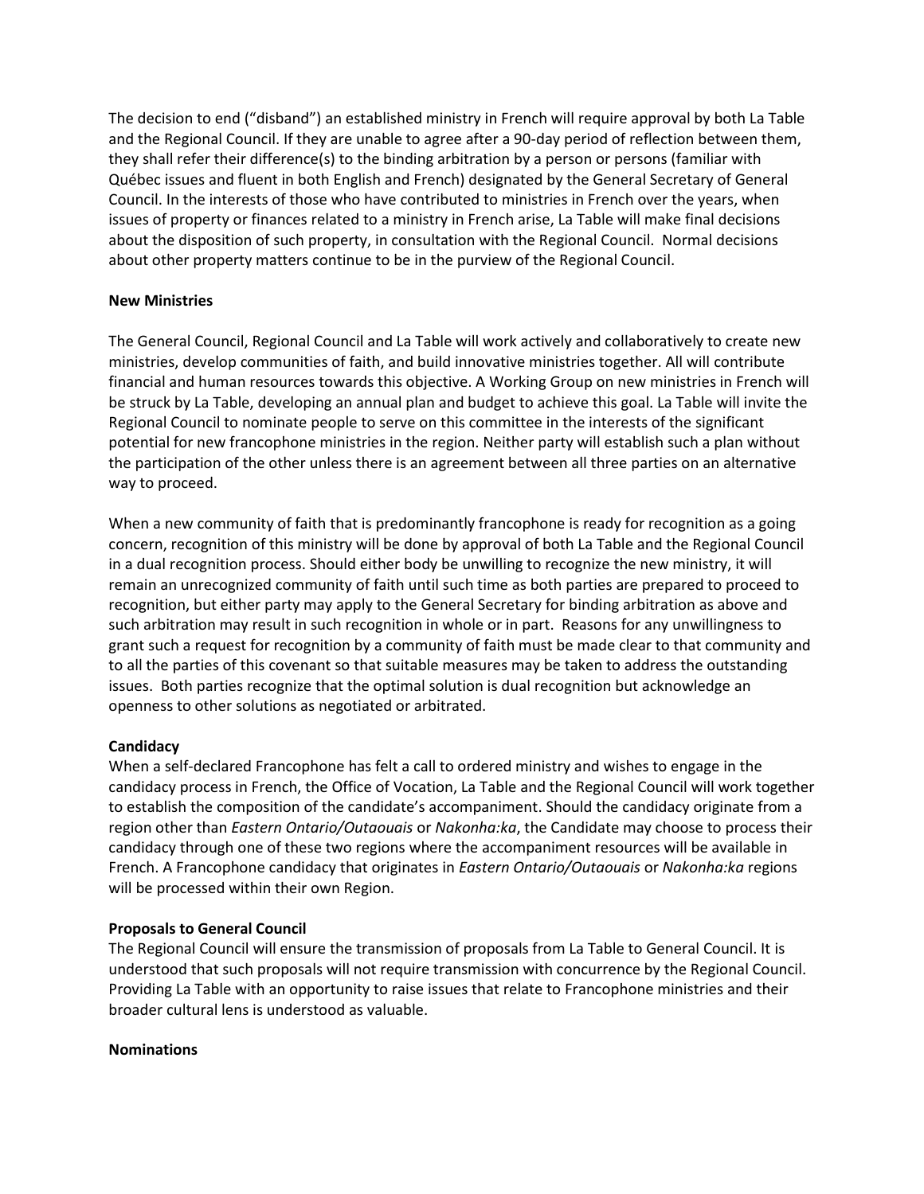The decision to end ("disband") an established ministry in French will require approval by both La Table and the Regional Council. If they are unable to agree after a 90-day period of reflection between them, they shall refer their difference(s) to the binding arbitration by a person or persons (familiar with Québec issues and fluent in both English and French) designated by the General Secretary of General Council. In the interests of those who have contributed to ministries in French over the years, when issues of property or finances related to a ministry in French arise, La Table will make final decisions about the disposition of such property, in consultation with the Regional Council. Normal decisions about other property matters continue to be in the purview of the Regional Council.

**New Ministries**

The General Council, Regional Council and La Table will work actively and collaboratively to create new ministries, develop communities of faith, and build innovative ministries together. All will contribute financial and human resources towards this objective. A Working Group on new ministries in French will be struck by La Table, developing an annual plan and budget to achieve this goal. La Table will invite the Regional Council to nominate people to serve on this committee in the interests of the significant potential for new francophone ministries in the region. Neither party will establish such a plan without the participation of the other unless there is an agreement between all three parties on an alternative way to proceed.

When a new community of faith that is predominantly francophone is ready for recognition as a going concern, recognition of this ministry will be done by approval of both La Table and the Regional Council in a dual recognition process. Should either body be unwilling to recognize the new ministry, it will remain an unrecognized community of faith until such time as both parties are prepared to proceed to recognition, but either party may apply to the General Secretary for binding arbitration as above and such arbitration may result in such recognition in whole or in part. Reasons for any unwillingness to grant such a request for recognition by a community of faith must be made clear to that community and to all the parties of this covenant so that suitable measures may be taken to address the outstanding issues. Both parties recognize that the optimal solution is dual recognition but acknowledge an openness to other solutions as negotiated or arbitrated.

**Candidacy**

When a self-declared Francophone has felt a call to ordered ministry and wishes to engage in the candidacy process in French, the Office of Vocation, La Table and the Regional Council will work together to establish the composition of the candidate's accompaniment. Should the candidacy originate from a region other than *Eastern Ontario/Outaouais* or *Nakonha:ka*, the Candidate may choose to process their candidacy through one of these two regions where the accompaniment resources will be available in French. A Francophone candidacy that originates in *Eastern Ontario/Outaouais* or *Nakonha:ka* regions will be processed within their own Region.

**Proposals to General Council**

The Regional Council will ensure the transmission of proposals from La Table to General Council. It is understood that such proposals will not require transmission with concurrence by the Regional Council. Providing La Table with an opportunity to raise issues that relate to Francophone ministries and their broader cultural lens is understood as valuable.

**Nominations**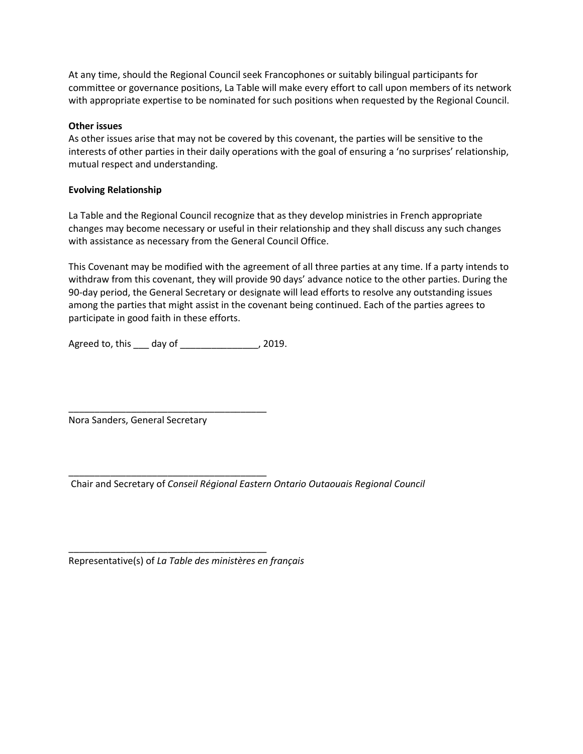At any time, should the Regional Council seek Francophones or suitably bilingual participants for committee or governance positions, La Table will make every effort to call upon members of its network with appropriate expertise to be nominated for such positions when requested by the Regional Council.

**Other issues**

As other issues arise that may not be covered by this covenant, the parties will be sensitive to the interests of other parties in their daily operations with the goal of ensuring a 'no surprises' relationship, mutual respect and understanding.

**Evolving Relationship**

La Table and the Regional Council recognize that as they develop ministries in French appropriate changes may become necessary or useful in their relationship and they shall discuss any such changes with assistance as necessary from the General Council Office.

This Covenant may be modified with the agreement of all three parties at any time. If a party intends to withdraw from this covenant, they will provide 90 days' advance notice to the other parties. During the 90-day period, the General Secretary or designate will lead efforts to resolve any outstanding issues among the parties that might assist in the covenant being continued. Each of the parties agrees to participate in good faith in these efforts.

Agreed to, this ___ day of _______________, 2019.

_______________________________________

Nora Sanders, General Secretary

_______________________________________

Chair and Secretary of *Conseil Régional Eastern Ontario Outaouais Regional Council*

_______________________________________

Representative(s) of *La Table des ministères en français*